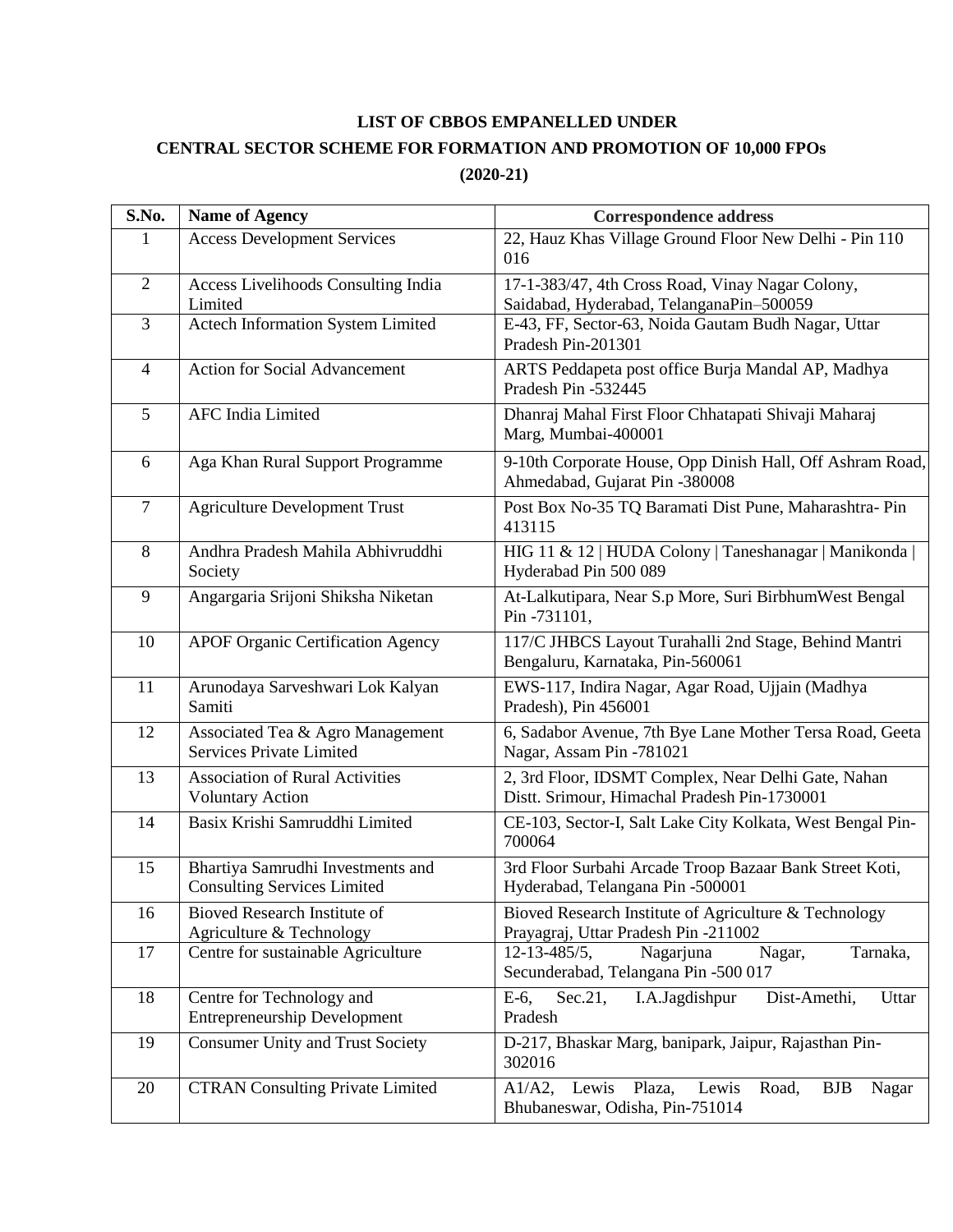**LIST OF CBBOS EMPANELLED UNDER**

**CENTRAL SECTOR SCHEME FOR FORMATION AND PROMOTION OF 10,000 FPOs**

**(2020-21)**

| S.No. | Name of Agency | Correspondence address |
|---|---|---|
| 1 | Access Development Services | 22, Hauz Khas Village Ground Floor New Delhi - Pin 110 016 |
| 2 | Access Livelihoods Consulting India Limited | 17-1-383/47, 4th Cross Road, Vinay Nagar Colony, Saidabad, Hyderabad, TelanganaPin–500059 |
| 3 | Actech Information System Limited | E-43, FF, Sector-63, Noida Gautam Budh Nagar, Uttar Pradesh Pin-201301 |
| 4 | Action for Social Advancement | ARTS Peddapeta post office Burja Mandal AP, Madhya Pradesh Pin -532445 |
| 5 | AFC India Limited | Dhanraj Mahal First Floor Chhatapati Shivaji Maharaj Marg, Mumbai-400001 |
| 6 | Aga Khan Rural Support Programme | 9-10th Corporate House, Opp Dinish Hall, Off Ashram Road, Ahmedabad, Gujarat Pin -380008 |
| 7 | Agriculture Development Trust | Post Box No-35 TQ Baramati Dist Pune, Maharashtra- Pin 413115 |
| 8 | Andhra Pradesh Mahila Abhivruddhi Society | HIG 11 & 12 \| HUDA Colony \| Taneshanagar \| Manikonda \| Hyderabad Pin 500 089 |
| 9 | Angargaria Srijoni Shiksha Niketan | At-Lalkutipara, Near S.p More, Suri BirbhumWest Bengal Pin -731101, |
| 10 | APOF Organic Certification Agency | 117/C JHBCS Layout Turahalli 2nd Stage, Behind Mantri Bengaluru, Karnataka, Pin-560061 |
| 11 | Arunodaya Sarveshwari Lok Kalyan Samiti | EWS-117, Indira Nagar, Agar Road, Ujjain (Madhya Pradesh), Pin 456001 |
| 12 | Associated Tea & Agro Management Services Private Limited | 6, Sadabor Avenue, 7th Bye Lane Mother Tersa Road, Geeta Nagar, Assam Pin -781021 |
| 13 | Association of Rural Activities Voluntary Action | 2, 3rd Floor, IDSMT Complex, Near Delhi Gate, Nahan Distt. Srimour, Himachal Pradesh Pin-1730001 |
| 14 | Basix Krishi Samruddhi Limited | CE-103, Sector-I, Salt Lake City Kolkata, West Bengal Pin-700064 |
| 15 | Bhartiya Samrudhi Investments and Consulting Services Limited | 3rd Floor Surbahi Arcade Troop Bazaar Bank Street Koti, Hyderabad, Telangana Pin -500001 |
| 16 | Bioved Research Institute of Agriculture & Technology | Bioved Research Institute of Agriculture & Technology Prayagraj, Uttar Pradesh Pin -211002 |
| 17 | Centre for sustainable Agriculture | 12-13-485/5, Nagarjuna Nagar, Tarnaka, Secunderabad, Telangana Pin -500 017 |
| 18 | Centre for Technology and Entrepreneurship Development | E-6, Sec.21, I.A.Jagdishpur Dist-Amethi, Uttar Pradesh |
| 19 | Consumer Unity and Trust Society | D-217, Bhaskar Marg, banipark, Jaipur, Rajasthan Pin-302016 |
| 20 | CTRAN Consulting Private Limited | A1/A2, Lewis Plaza, Lewis Road, BJB Nagar Bhubaneswar, Odisha, Pin-751014 |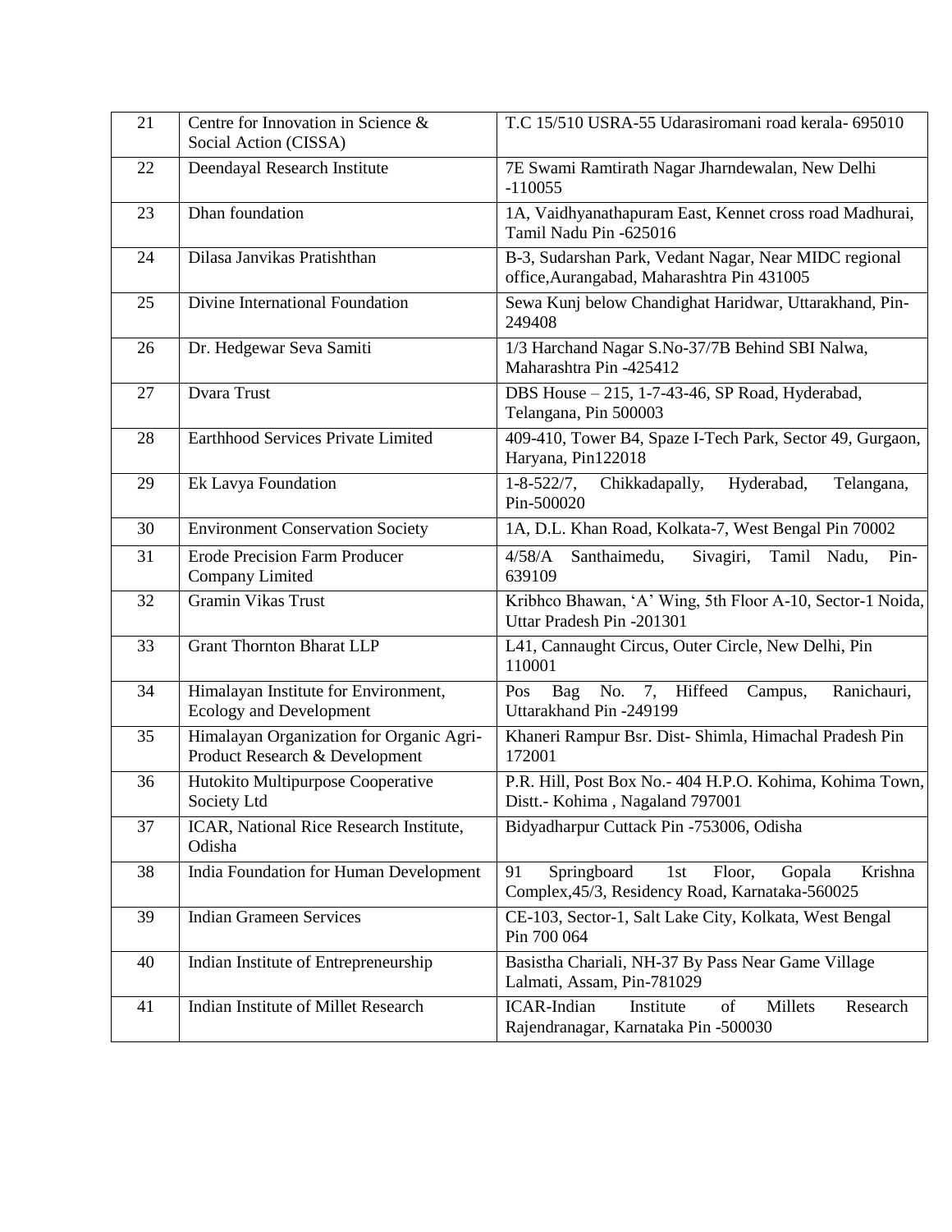| 21 | Centre for Innovation in Science & Social Action (CISSA) | T.C 15/510 USRA-55 Udarasiromani road kerala- 695010 |
|---|---|---|
| 22 | Deendayal Research Institute | 7E Swami Ramtirath Nagar Jharndewalan, New Delhi -110055 |
| 23 | Dhan foundation | 1A, Vaidhyanathapuram East, Kennet cross road Madhurai, Tamil Nadu Pin -625016 |
| 24 | Dilasa Janvikas Pratishthan | B-3, Sudarshan Park, Vedant Nagar, Near MIDC regional office,Aurangabad, Maharashtra Pin 431005 |
| 25 | Divine International Foundation | Sewa Kunj below Chandighat Haridwar, Uttarakhand, Pin-249408 |
| 26 | Dr. Hedgewar Seva Samiti | 1/3 Harchand Nagar S.No-37/7B Behind SBI Nalwa, Maharashtra Pin -425412 |
| 27 | Dvara Trust | DBS House – 215, 1-7-43-46, SP Road, Hyderabad, Telangana, Pin 500003 |
| 28 | Earthhood Services Private Limited | 409-410, Tower B4, Spaze I-Tech Park, Sector 49, Gurgaon, Haryana, Pin122018 |
| 29 | Ek Lavya Foundation | 1-8-522/7, Chikkadapally, Hyderabad, Telangana, Pin-500020 |
| 30 | Environment Conservation Society | 1A, D.L. Khan Road, Kolkata-7, West Bengal Pin 70002 |
| 31 | Erode Precision Farm Producer Company Limited | 4/58/A Santhaimedu, Sivagiri, Tamil Nadu, Pin-639109 |
| 32 | Gramin Vikas Trust | Kribhco Bhawan, 'A' Wing, 5th Floor A-10, Sector-1 Noida, Uttar Pradesh Pin -201301 |
| 33 | Grant Thornton Bharat LLP | L41, Cannaught Circus, Outer Circle, New Delhi, Pin 110001 |
| 34 | Himalayan Institute for Environment, Ecology and Development | Pos Bag No. 7, Hiffeed Campus, Ranichauri, Uttarakhand Pin -249199 |
| 35 | Himalayan Organization for Organic Agri-Product Research & Development | Khaneri Rampur Bsr. Dist- Shimla, Himachal Pradesh Pin 172001 |
| 36 | Hutokito Multipurpose Cooperative Society Ltd | P.R. Hill, Post Box No.- 404 H.P.O. Kohima, Kohima Town, Distt.- Kohima , Nagaland 797001 |
| 37 | ICAR, National Rice Research Institute, Odisha | Bidyadharpur Cuttack Pin -753006, Odisha |
| 38 | India Foundation for Human Development | 91 Springboard 1st Floor, Gopala Krishna Complex,45/3, Residency Road, Karnataka-560025 |
| 39 | Indian Grameen Services | CE-103, Sector-1, Salt Lake City, Kolkata, West Bengal Pin 700 064 |
| 40 | Indian Institute of Entrepreneurship | Basistha Chariali, NH-37 By Pass Near Game Village Lalmati, Assam, Pin-781029 |
| 41 | Indian Institute of Millet Research | ICAR-Indian Institute of Millets Research Rajendranagar, Karnataka Pin -500030 |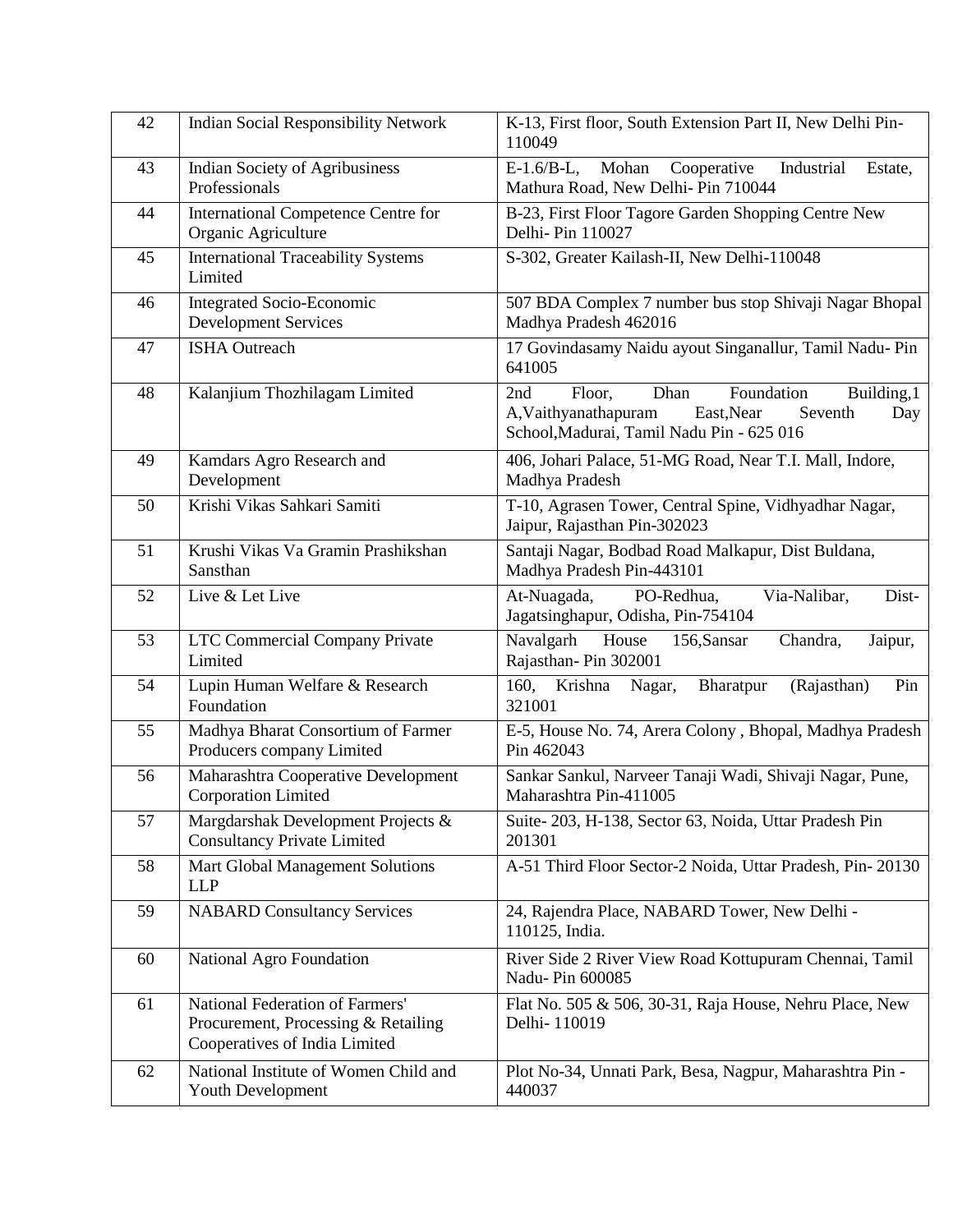| 42 | Indian Social Responsibility Network | K-13, First floor, South Extension Part II, New Delhi Pin-110049 |
|---|---|---|
| 43 | Indian Society of Agribusiness Professionals | E-1.6/B-L, Mohan Cooperative Industrial Estate, Mathura Road, New Delhi- Pin 710044 |
| 44 | International Competence Centre for Organic Agriculture | B-23, First Floor Tagore Garden Shopping Centre New Delhi- Pin 110027 |
| 45 | International Traceability Systems Limited | S-302, Greater Kailash-II, New Delhi-110048 |
| 46 | Integrated Socio-Economic Development Services | 507 BDA Complex 7 number bus stop Shivaji Nagar Bhopal Madhya Pradesh 462016 |
| 47 | ISHA Outreach | 17 Govindasamy Naidu ayout Singanallur, Tamil Nadu- Pin 641005 |
| 48 | Kalanjium Thozhilagam Limited | 2nd Floor, Dhan Foundation Building,1 A,Vaithyanathapuram East,Near Seventh Day School,Madurai, Tamil Nadu Pin - 625 016 |
| 49 | Kamdars Agro Research and Development | 406, Johari Palace, 51-MG Road, Near T.I. Mall, Indore, Madhya Pradesh |
| 50 | Krishi Vikas Sahkari Samiti | T-10, Agrasen Tower, Central Spine, Vidhyadhar Nagar, Jaipur, Rajasthan Pin-302023 |
| 51 | Krushi Vikas Va Gramin Prashikshan Sansthan | Santaji Nagar, Bodbad Road Malkapur, Dist Buldana, Madhya Pradesh Pin-443101 |
| 52 | Live & Let Live | At-Nuagada, PO-Redhua, Via-Nalibar, Dist-Jagatsinghapur, Odisha, Pin-754104 |
| 53 | LTC Commercial Company Private Limited | Navalgarh House 156,Sansar Chandra, Jaipur, Rajasthan- Pin 302001 |
| 54 | Lupin Human Welfare & Research Foundation | 160, Krishna Nagar, Bharatpur (Rajasthan) Pin 321001 |
| 55 | Madhya Bharat Consortium of Farmer Producers company Limited | E-5, House No. 74, Arera Colony , Bhopal, Madhya Pradesh Pin 462043 |
| 56 | Maharashtra Cooperative Development Corporation Limited | Sankar Sankul, Narveer Tanaji Wadi, Shivaji Nagar, Pune, Maharashtra Pin-411005 |
| 57 | Margdarshak Development Projects & Consultancy Private Limited | Suite- 203, H-138, Sector 63, Noida, Uttar Pradesh Pin 201301 |
| 58 | Mart Global Management Solutions LLP | A-51 Third Floor Sector-2 Noida, Uttar Pradesh, Pin- 20130 |
| 59 | NABARD Consultancy Services | 24, Rajendra Place, NABARD Tower, New Delhi - 110125, India. |
| 60 | National Agro Foundation | River Side 2 River View Road Kottupuram Chennai, Tamil Nadu- Pin 600085 |
| 61 | National Federation of Farmers' Procurement, Processing & Retailing Cooperatives of India Limited | Flat No. 505 & 506, 30-31, Raja House, Nehru Place, New Delhi- 110019 |
| 62 | National Institute of Women Child and Youth Development | Plot No-34, Unnati Park, Besa, Nagpur, Maharashtra Pin - 440037 |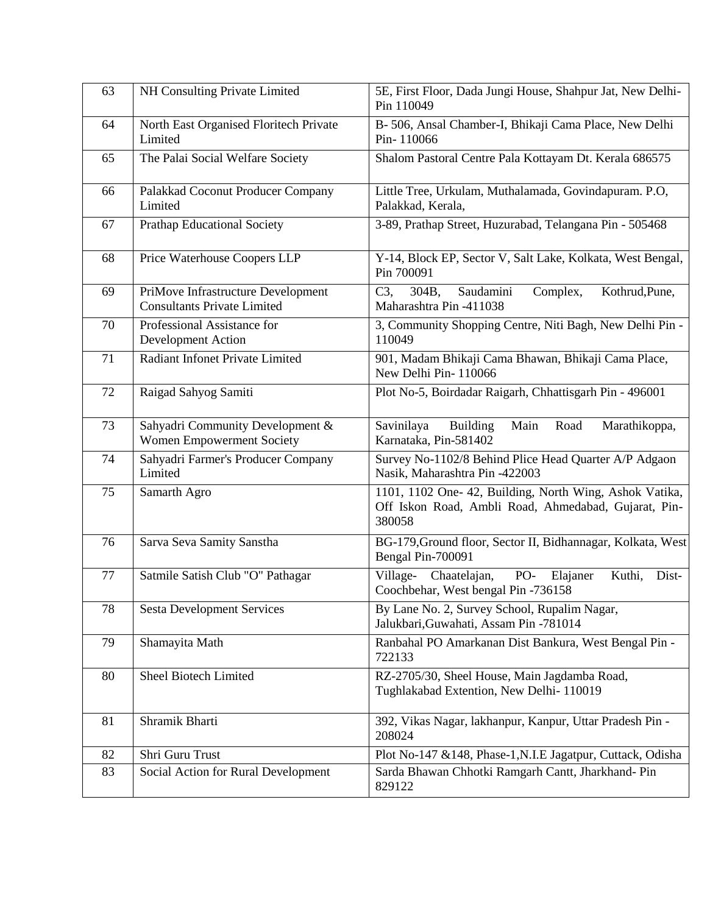| 63 | NH Consulting Private Limited | 5E, First Floor, Dada Jungi House, Shahpur Jat, New Delhi-Pin 110049 |
|---|---|---|
| 64 | North East Organised Floritech Private Limited | B- 506, Ansal Chamber-I, Bhikaji Cama Place, New Delhi Pin- 110066 |
| 65 | The Palai Social Welfare Society | Shalom Pastoral Centre Pala Kottayam Dt. Kerala 686575 |
| 66 | Palakkad Coconut Producer Company Limited | Little Tree, Urkulam, Muthalamada, Govindapuram. P.O, Palakkad, Kerala, |
| 67 | Prathap Educational Society | 3-89, Prathap Street, Huzurabad, Telangana Pin - 505468 |
| 68 | Price Waterhouse Coopers LLP | Y-14, Block EP, Sector V, Salt Lake, Kolkata, West Bengal, Pin 700091 |
| 69 | PriMove Infrastructure Development Consultants Private Limited | C3, 304B, Saudamini Complex, Kothrud,Pune, Maharashtra Pin -411038 |
| 70 | Professional Assistance for Development Action | 3, Community Shopping Centre, Niti Bagh, New Delhi Pin - 110049 |
| 71 | Radiant Infonet Private Limited | 901, Madam Bhikaji Cama Bhawan, Bhikaji Cama Place, New Delhi Pin- 110066 |
| 72 | Raigad Sahyog Samiti | Plot No-5, Boirdadar Raigarh, Chhattisgarh Pin - 496001 |
| 73 | Sahyadri Community Development & Women Empowerment Society | Savinilaya Building Main Road Marathikoppa, Karnataka, Pin-581402 |
| 74 | Sahyadri Farmer's Producer Company Limited | Survey No-1102/8 Behind Plice Head Quarter A/P Adgaon Nasik, Maharashtra Pin -422003 |
| 75 | Samarth Agro | 1101, 1102 One- 42, Building, North Wing, Ashok Vatika, Off Iskon Road, Ambli Road, Ahmedabad, Gujarat, Pin-380058 |
| 76 | Sarva Seva Samity Sanstha | BG-179,Ground floor, Sector II, Bidhannagar, Kolkata, West Bengal Pin-700091 |
| 77 | Satmile Satish Club "O" Pathagar | Village- Chaatelajan, PO- Elajaner Kuthi, Dist-Coochbehar, West bengal Pin -736158 |
| 78 | Sesta Development Services | By Lane No. 2, Survey School, Rupalim Nagar, Jalukbari,Guwahati, Assam Pin -781014 |
| 79 | Shamayita Math | Ranbahal PO Amarkanan Dist Bankura, West Bengal Pin - 722133 |
| 80 | Sheel Biotech Limited | RZ-2705/30, Sheel House, Main Jagdamba Road, Tughlakabad Extention, New Delhi- 110019 |
| 81 | Shramik Bharti | 392, Vikas Nagar, lakhanpur, Kanpur, Uttar Pradesh Pin - 208024 |
| 82 | Shri Guru Trust | Plot No-147 &148, Phase-1,N.I.E Jagatpur, Cuttack, Odisha |
| 83 | Social Action for Rural Development | Sarda Bhawan Chhotki Ramgarh Cantt, Jharkhand- Pin 829122 |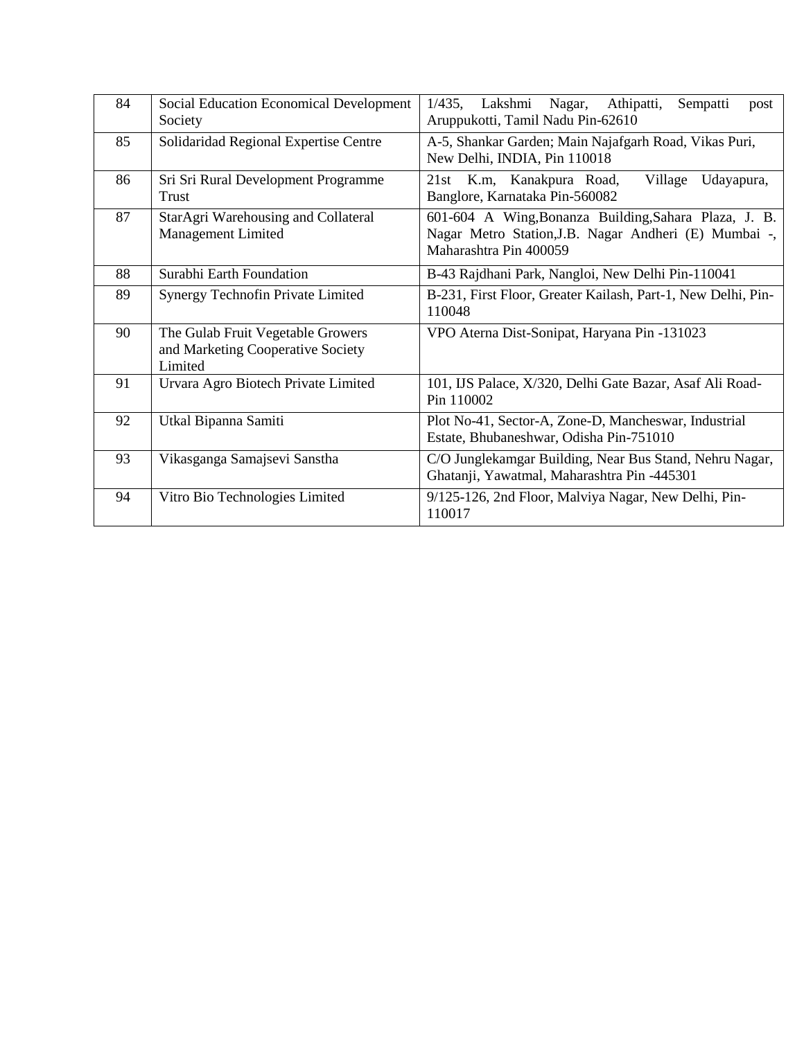| | | |
|---|---|---|
| 84 | Social Education Economical Development Society | 1/435, Lakshmi Nagar, Athipatti, Sempatti post Aruppukotti, Tamil Nadu Pin-62610 |
| 85 | Solidaridad Regional Expertise Centre | A-5, Shankar Garden; Main Najafgarh Road, Vikas Puri, New Delhi, INDIA, Pin 110018 |
| 86 | Sri Sri Rural Development Programme Trust | 21st K.m, Kanakpura Road, Village Udayapura, Banglore, Karnataka Pin-560082 |
| 87 | StarAgri Warehousing and Collateral Management Limited | 601-604 A Wing,Bonanza Building,Sahara Plaza, J. B. Nagar Metro Station,J.B. Nagar Andheri (E) Mumbai -, Maharashtra Pin 400059 |
| 88 | Surabhi Earth Foundation | B-43 Rajdhani Park, Nangloi, New Delhi Pin-110041 |
| 89 | Synergy Technofin Private Limited | B-231, First Floor, Greater Kailash, Part-1, New Delhi, Pin-110048 |
| 90 | The Gulab Fruit Vegetable Growers and Marketing Cooperative Society Limited | VPO Aterna Dist-Sonipat, Haryana Pin -131023 |
| 91 | Urvara Agro Biotech Private Limited | 101, IJS Palace, X/320, Delhi Gate Bazar, Asaf Ali Road-Pin 110002 |
| 92 | Utkal Bipanna Samiti | Plot No-41, Sector-A, Zone-D, Mancheswar, Industrial Estate, Bhubaneshwar, Odisha Pin-751010 |
| 93 | Vikasganga Samajsevi Sanstha | C/O Junglekamgar Building, Near Bus Stand, Nehru Nagar, Ghatanji, Yawatmal, Maharashtra Pin -445301 |
| 94 | Vitro Bio Technologies Limited | 9/125-126, 2nd Floor, Malviya Nagar, New Delhi, Pin-110017 |